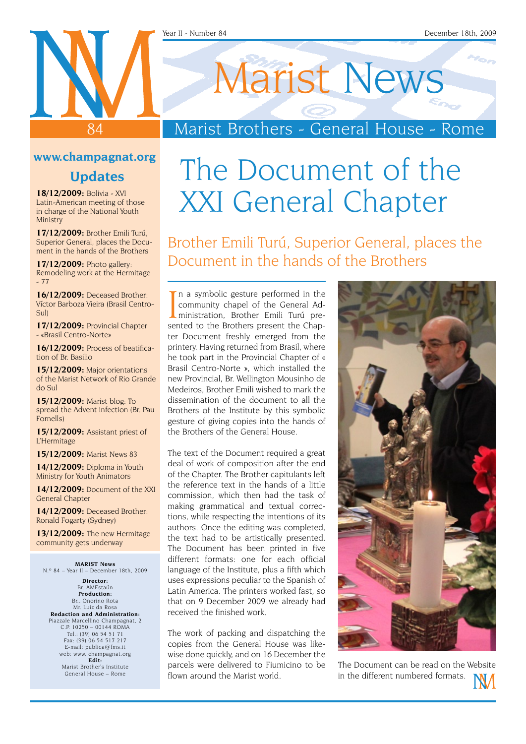# Marist News

## Marist Brothers - General House - Rome

Year II - Number 84 — December 18th, 2009

# The Document of the XXI General Chapter

## Brother Emili Turú, Superior General, places the Document in the hands of the Brothers

In a symbolic gesture performed in the community chapel of the General Administration, Brother Emili Turú presented to the Brothers present the Chapter Document freshly emerged from the printery. Having returned from Brasil, where he took part in the Provincial Chapter of « Brasil Centro-Norte », which installed the new Provincial, Br. Wellington Mousinho de Medeiros, Brother Emili wished to mark the dissemination of the document to all the Brothers of the Institute by this symbolic gesture of giving copies into the hands of the Brothers of the General House.

The text of the Document required a great deal of work of composition after the end of the Chapter. The Brother capitulants left the reference text in the hands of a little commission, which then had the task of making grammatical and textual corrections, while respecting the intentions of its authors. Once the editing was completed, the text had to be artistically presented. The Document has been printed in five different formats: one for each official language of the Institute, plus a fifth which uses expressions peculiar to the Spanish of Latin America. The printers worked fast, so that on 9 December 2009 we already had received the finished work.

The work of packing and dispatching the copies from the General House was likewise done quickly, and on 16 December the parcels were delivered to Fiumicino to be flown around the Marist world.

The Document can be read on the Website in the different numbered formats.

---

### www.champagnat.org

## Updates

**18/12/2009:** Bolivia - XVI Latin-American meeting of those in charge of the National Youth Ministry

**17/12/2009:** Brother Emili Turú, Superior General, places the Document in the hands of the Brothers

**17/12/2009:** Photo gallery: Remodeling work at the Hermitage - 77

**16/12/2009:** Deceased Brother: Víctor Barboza Vieira (Brasil Centro-Sul)

**17/12/2009:** Provincial Chapter - «Brasil Centro-Norte»

**16/12/2009:** Process of beatification of Br. Basilio

**15/12/2009:** Major orientations of the Marist Network of Rio Grande do Sul

**15/12/2009:** Marist blog: To spread the Advent infection (Br. Pau Fornells)

**15/12/2009:** Assistant priest of L'Hermitage

**15/12/2009:** Marist News 83

**14/12/2009:** Diploma in Youth Ministry for Youth Animators

**14/12/2009:** Document of the XXI General Chapter

**14/12/2009:** Deceased Brother: Ronald Fogarty (Sydney)

**13/12/2009:** The new Hermitage community gets underway

---

**MARIST News**
N.º 84 – Year II – December 18th, 2009

**Director:**
Br. AMEstaún

**Production:**
Br.. Onorino Rota
Mr. Luiz da Rosa

**Redaction and Administration:**
Piazzale Marcellino Champagnat, 2
C.P. 10250 – 00144 ROMA
Tel.: (39) 06 54 51 71
Fax: (39) 06 54 517 217
E-mail: publica@fms.it
web: www. champagnat.org

**Edit:**
Marist Brother's Institute
General House – Rome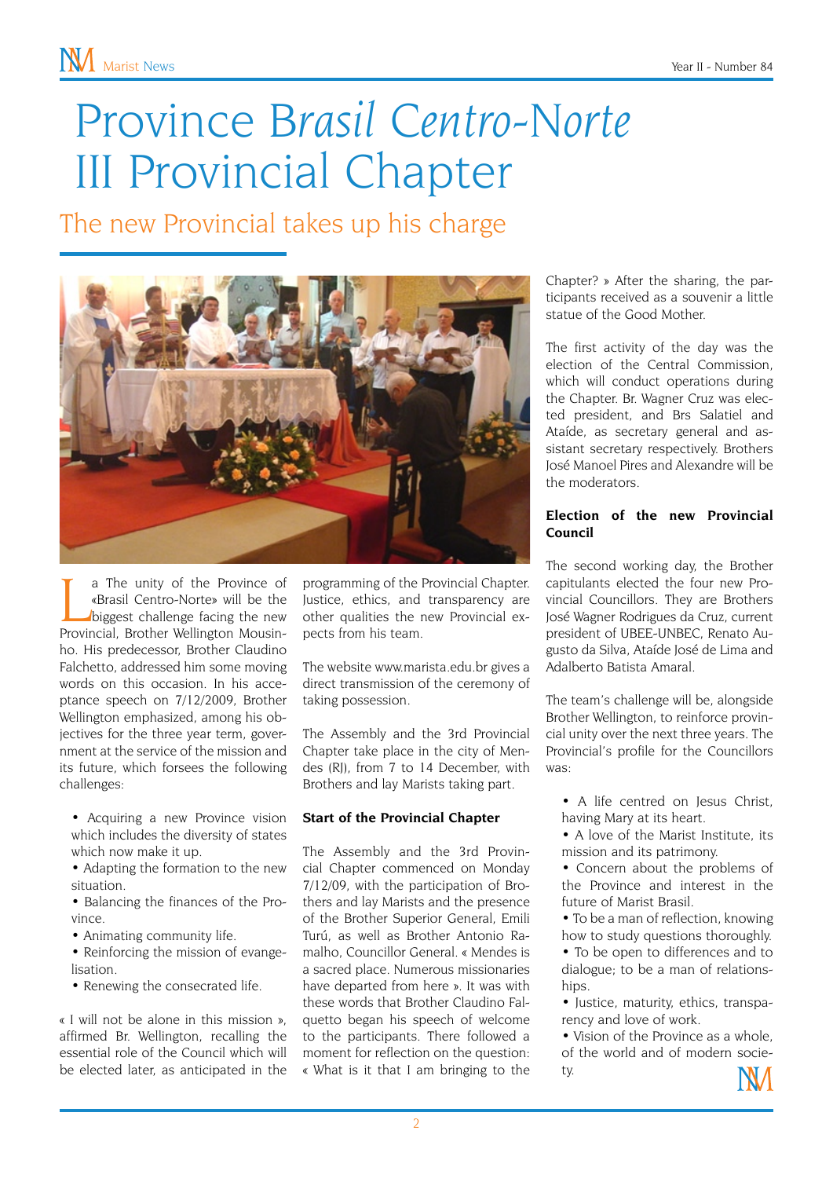# Province Brasil Centro-Norte III Provincial Chapter

## The new Provincial takes up his charge

La The unity of the Province of «Brasil Centro-Norte» will be the biggest challenge facing the new Provincial, Brother Wellington Mousinho. His predecessor, Brother Claudino Falchetto, addressed him some moving words on this occasion. In his acceptance speech on 7/12/2009, Brother Wellington emphasized, among his objectives for the three year term, government at the service of the mission and its future, which forsees the following challenges:

- Acquiring a new Province vision which includes the diversity of states which now make it up.
- Adapting the formation to the new situation.
- Balancing the finances of the Province.
- Animating community life.
- Reinforcing the mission of evangelisation.
- Renewing the consecrated life.

« I will not be alone in this mission », affirmed Br. Wellington, recalling the essential role of the Council which will be elected later, as anticipated in the programming of the Provincial Chapter. Justice, ethics, and transparency are other qualities the new Provincial expects from his team.

The website www.marista.edu.br gives a direct transmission of the ceremony of taking possession.

The Assembly and the 3rd Provincial Chapter take place in the city of Mendes (RJ), from 7 to 14 December, with Brothers and lay Marists taking part.

### Start of the Provincial Chapter

The Assembly and the 3rd Provincial Chapter commenced on Monday 7/12/09, with the participation of Brothers and lay Marists and the presence of the Brother Superior General, Emili Turú, as well as Brother Antonio Ramalho, Councillor General. « Mendes is a sacred place. Numerous missionaries have departed from here ». It was with these words that Brother Claudino Falquetto began his speech of welcome to the participants. There followed a moment for reflection on the question: « What is it that I am bringing to the Chapter? » After the sharing, the participants received as a souvenir a little statue of the Good Mother.

The first activity of the day was the election of the Central Commission, which will conduct operations during the Chapter. Br. Wagner Cruz was elected president, and Brs Salatiel and Ataíde, as secretary general and assistant secretary respectively. Brothers José Manoel Pires and Alexandre will be the moderators.

### Election of the new Provincial Council

The second working day, the Brother capitulants elected the four new Provincial Councillors. They are Brothers José Wagner Rodrigues da Cruz, current president of UBEE-UNBEC, Renato Augusto da Silva, Ataíde José de Lima and Adalberto Batista Amaral.

The team's challenge will be, alongside Brother Wellington, to reinforce provincial unity over the next three years. The Provincial's profile for the Councillors was:

- A life centred on Jesus Christ, having Mary at its heart.
- A love of the Marist Institute, its mission and its patrimony.
- Concern about the problems of the Province and interest in the future of Marist Brasil.
- To be a man of reflection, knowing how to study questions thoroughly.
- To be open to differences and to dialogue; to be a man of relationships.
- Justice, maturity, ethics, transparency and love of work.
- Vision of the Province as a whole, of the world and of modern society.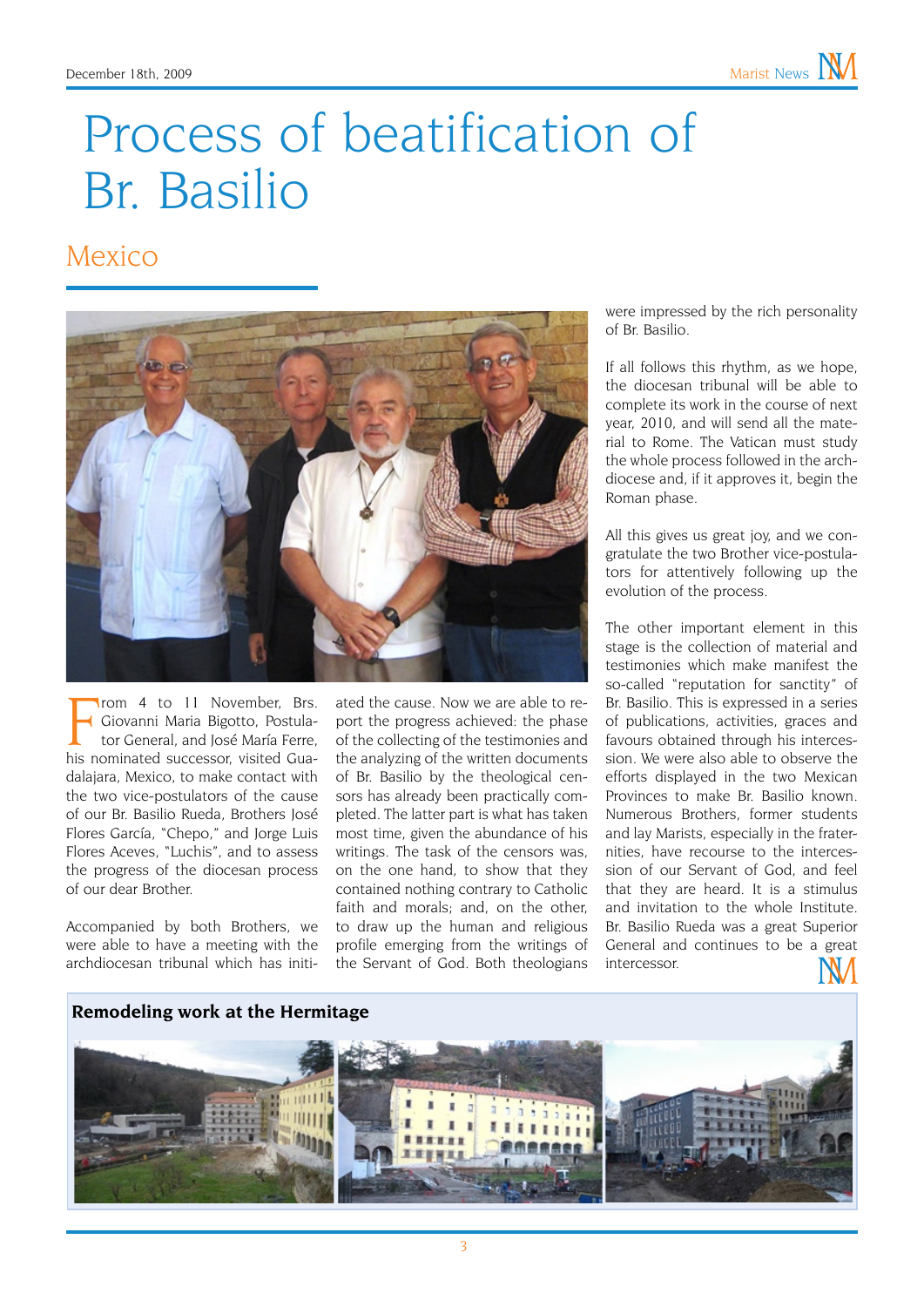# Process of beatification of Br. Basilio

## Mexico

From 4 to 11 November, Brs. Giovanni Maria Bigotto, Postulator General, and José María Ferre, his nominated successor, visited Guadalajara, Mexico, to make contact with the two vice-postulators of the cause of our Br. Basilio Rueda, Brothers José Flores García, "Chepo," and Jorge Luis Flores Aceves, "Luchis", and to assess the progress of the diocesan process of our dear Brother.

Accompanied by both Brothers, we were able to have a meeting with the archdiocesan tribunal which has initiated the cause. Now we are able to report the progress achieved: the phase of the collecting of the testimonies and the analyzing of the written documents of Br. Basilio by the theological censors has already been practically completed. The latter part is what has taken most time, given the abundance of his writings. The task of the censors was, on the one hand, to show that they contained nothing contrary to Catholic faith and morals; and, on the other, to draw up the human and religious profile emerging from the writings of the Servant of God. Both theologians were impressed by the rich personality of Br. Basilio.

If all follows this rhythm, as we hope, the diocesan tribunal will be able to complete its work in the course of next year, 2010, and will send all the material to Rome. The Vatican must study the whole process followed in the archdiocese and, if it approves it, begin the Roman phase.

All this gives us great joy, and we congratulate the two Brother vice-postulators for attentively following up the evolution of the process.

The other important element in this stage is the collection of material and testimonies which make manifest the so-called "reputation for sanctity" of Br. Basilio. This is expressed in a series of publications, activities, graces and favours obtained through his intercession. We were also able to observe the efforts displayed in the two Mexican Provinces to make Br. Basilio known. Numerous Brothers, former students and lay Marists, especially in the fraternities, have recourse to the intercession of our Servant of God, and feel that they are heard. It is a stimulus and invitation to the whole Institute. Br. Basilio Rueda was a great Superior General and continues to be a great intercessor.

**Remodeling work at the Hermitage**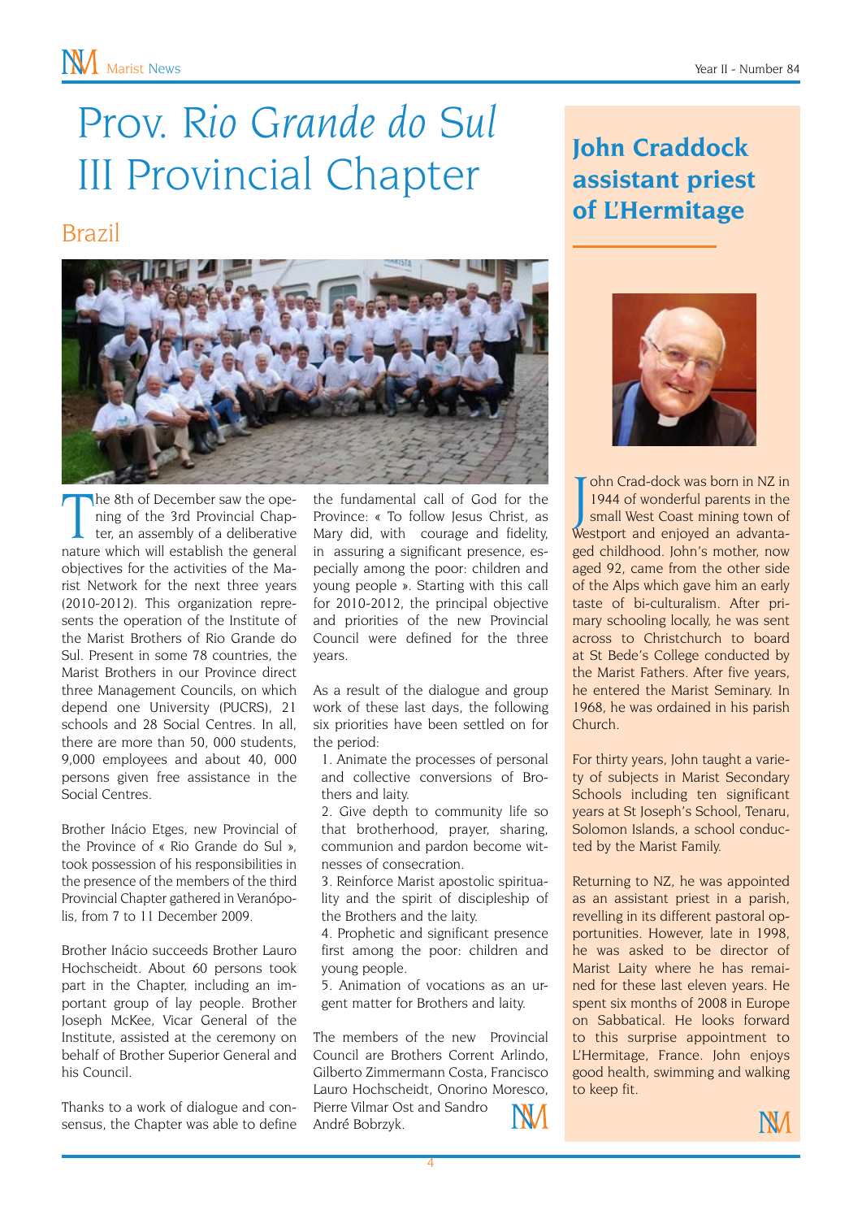# Prov. *Rio Grande do Sul* III Provincial Chapter

## Brazil

The 8th of December saw the opening of the 3rd Provincial Chapter, an assembly of a deliberative nature which will establish the general objectives for the activities of the Marist Network for the next three years (2010-2012). This organization represents the operation of the Institute of the Marist Brothers of Rio Grande do Sul. Present in some 78 countries, the Marist Brothers in our Province direct three Management Councils, on which depend one University (PUCRS), 21 schools and 28 Social Centres. In all, there are more than 50, 000 students, 9,000 employees and about 40, 000 persons given free assistance in the Social Centres.

Brother Inácio Etges, new Provincial of the Province of « Rio Grande do Sul », took possession of his responsibilities in the presence of the members of the third Provincial Chapter gathered in Veranópolis, from 7 to 11 December 2009.

Brother Inácio succeeds Brother Lauro Hochscheidt. About 60 persons took part in the Chapter, including an important group of lay people. Brother Joseph McKee, Vicar General of the Institute, assisted at the ceremony on behalf of Brother Superior General and his Council.

Thanks to a work of dialogue and consensus, the Chapter was able to define the fundamental call of God for the Province: « To follow Jesus Christ, as Mary did, with courage and fidelity, in assuring a significant presence, especially among the poor: children and young people ». Starting with this call for 2010-2012, the principal objective and priorities of the new Provincial Council were defined for the three years.

As a result of the dialogue and group work of these last days, the following six priorities have been settled on for the period:

1. Animate the processes of personal and collective conversions of Brothers and laity.
2. Give depth to community life so that brotherhood, prayer, sharing, communion and pardon become witnesses of consecration.
3. Reinforce Marist apostolic spirituality and the spirit of discipleship of the Brothers and the laity.
4. Prophetic and significant presence first among the poor: children and young people.
5. Animation of vocations as an urgent matter for Brothers and laity.

The members of the new Provincial Council are Brothers Corrent Arlindo, Gilberto Zimmermann Costa, Francisco Lauro Hochscheidt, Onorino Moresco, Pierre Vilmar Ost and Sandro André Bobrzyk.

## John Craddock assistant priest of L'Hermitage

John Crad-dock was born in NZ in 1944 of wonderful parents in the small West Coast mining town of Westport and enjoyed an advantaged childhood. John's mother, now aged 92, came from the other side of the Alps which gave him an early taste of bi-culturalism. After primary schooling locally, he was sent across to Christchurch to board at St Bede's College conducted by the Marist Fathers. After five years, he entered the Marist Seminary. In 1968, he was ordained in his parish Church.

For thirty years, John taught a variety of subjects in Marist Secondary Schools including ten significant years at St Joseph's School, Tenaru, Solomon Islands, a school conducted by the Marist Family.

Returning to NZ, he was appointed as an assistant priest in a parish, revelling in its different pastoral opportunities. However, late in 1998, he was asked to be director of Marist Laity where he has remained for these last eleven years. He spent six months of 2008 in Europe on Sabbatical. He looks forward to this surprise appointment to L'Hermitage, France. John enjoys good health, swimming and walking to keep fit.